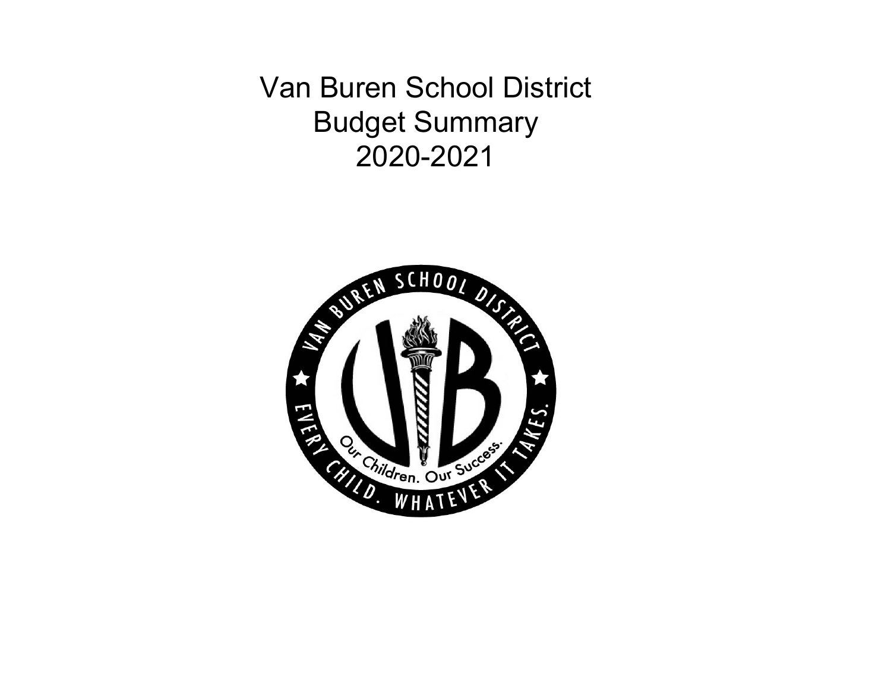# Van Buren School District
# Budget Summary
# 2020-2021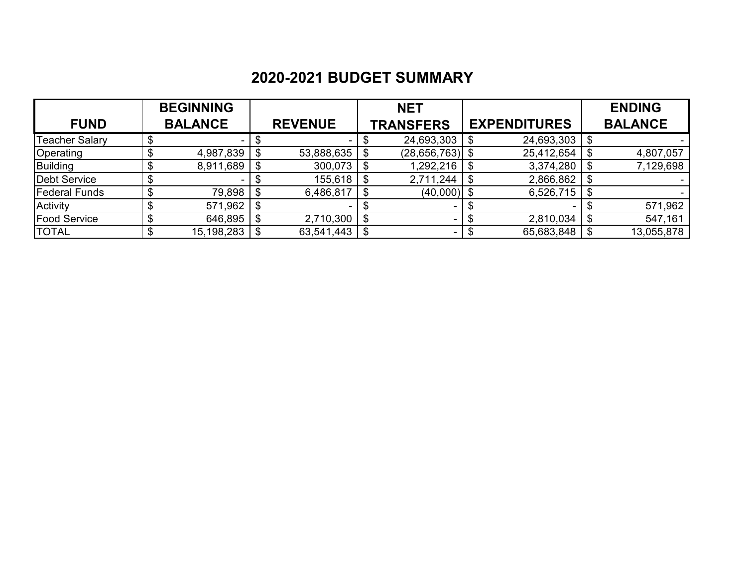## 2020-2021 BUDGET SUMMARY

| FUND | BEGINNING BALANCE | REVENUE | NET TRANSFERS | EXPENDITURES | ENDING BALANCE |
|---|---|---|---|---|---|
| Teacher Salary | $ - | $ - | $ 24,693,303 | $ 24,693,303 | $ - |
| Operating | $ 4,987,839 | $ 53,888,635 | $ (28,656,763) | $ 25,412,654 | $ 4,807,057 |
| Building | $ 8,911,689 | $ 300,073 | $ 1,292,216 | $ 3,374,280 | $ 7,129,698 |
| Debt Service | $ - | $ 155,618 | $ 2,711,244 | $ 2,866,862 | $ - |
| Federal Funds | $ 79,898 | $ 6,486,817 | $ (40,000) | $ 6,526,715 | $ - |
| Activity | $ 571,962 | $ - | $ - | $ - | $ 571,962 |
| Food Service | $ 646,895 | $ 2,710,300 | $ - | $ 2,810,034 | $ 547,161 |
| TOTAL | $ 15,198,283 | $ 63,541,443 | $ - | $ 65,683,848 | $ 13,055,878 |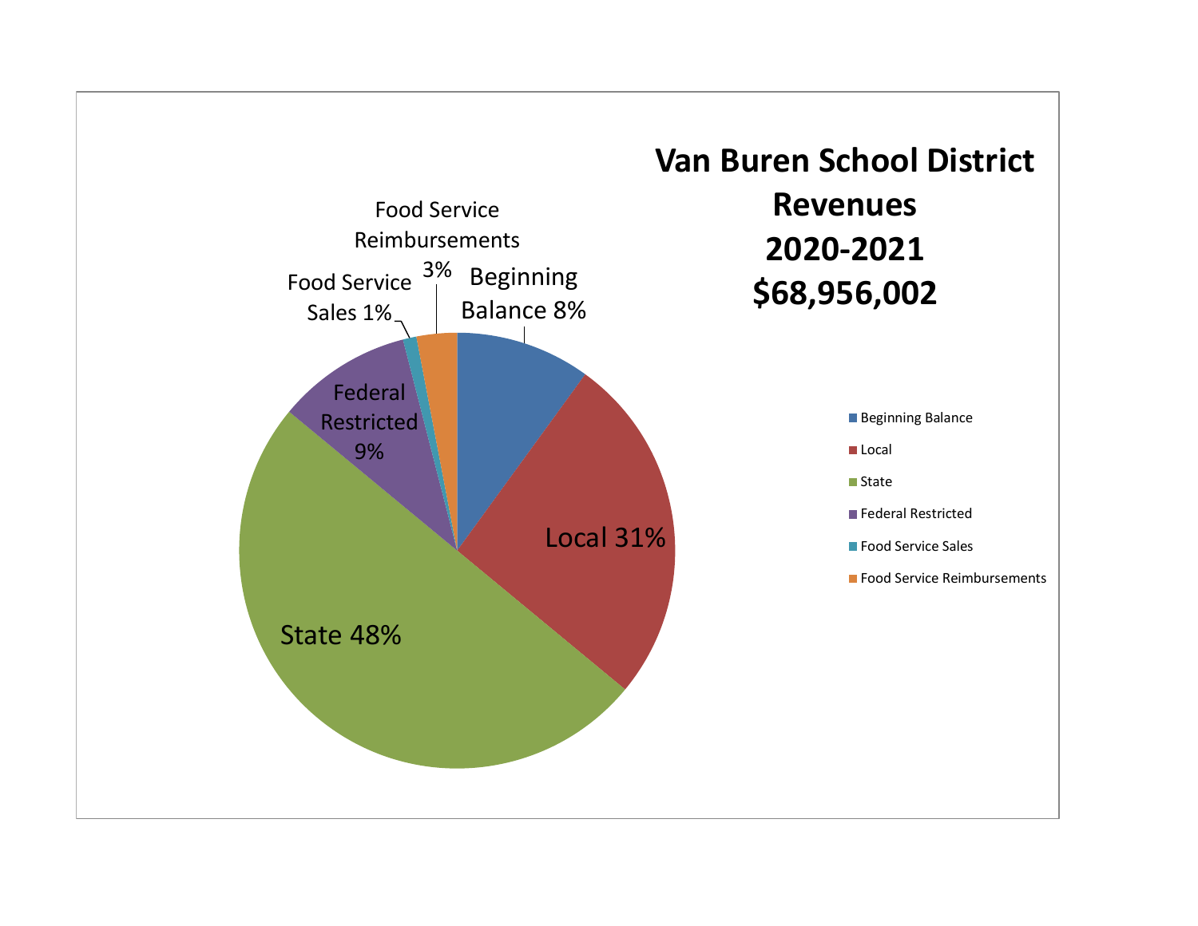# Van Buren School District Revenues 2020-2021 $68,956,002

| Category | Percent |
| --- | --- |
| Beginning Balance | 8% |
| Local | 31% |
| State | 48% |
| Federal Restricted | 9% |
| Food Service Sales | 1% |
| Food Service Reimbursements | 3% |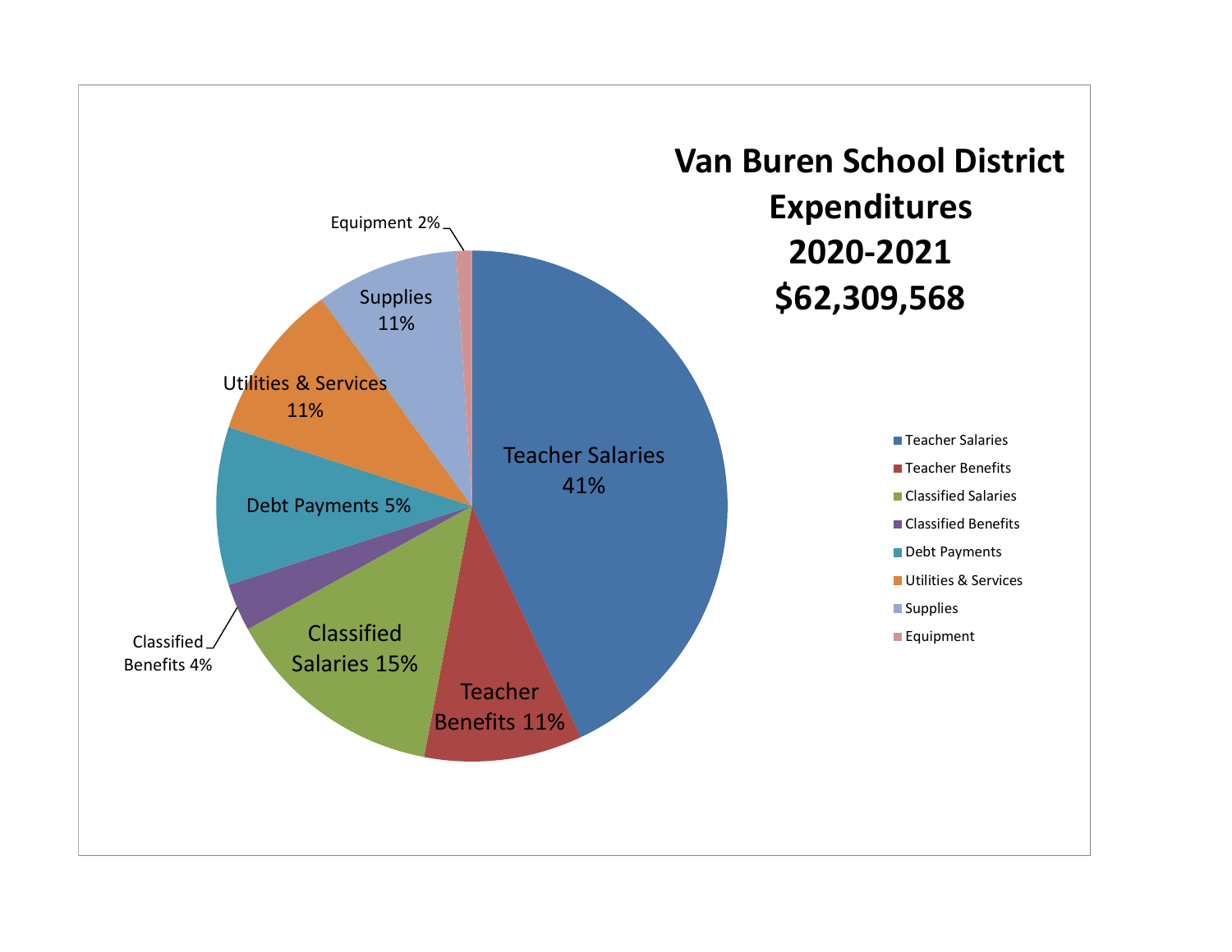# Van Buren School District Expenditures 2020-2021 $62,309,568

| Category | Percentage |
|---|---|
| Teacher Salaries | 41% |
| Teacher Benefits | 11% |
| Classified Salaries | 15% |
| Classified Benefits | 4% |
| Debt Payments | 5% |
| Utilities & Services | 11% |
| Supplies | 11% |
| Equipment | 2% |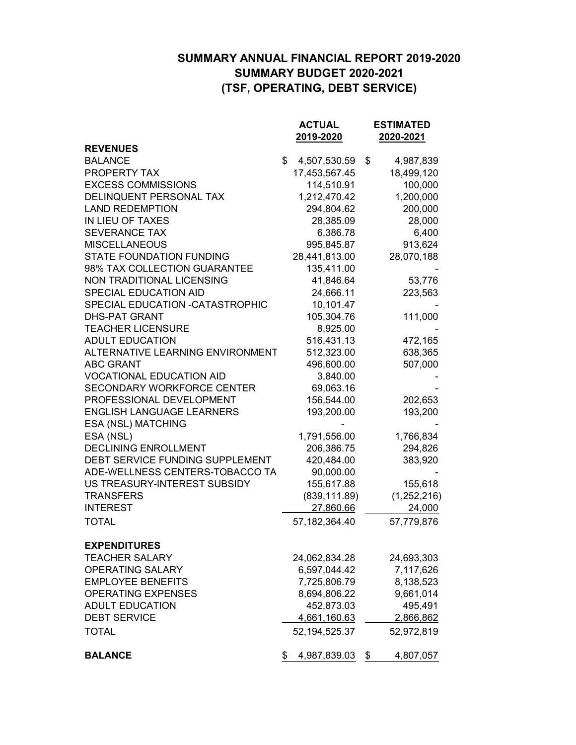# SUMMARY ANNUAL FINANCIAL REPORT 2019-2020
# SUMMARY BUDGET 2020-2021
# (TSF, OPERATING, DEBT SERVICE)

| | ACTUAL 2019-2020 | ESTIMATED 2020-2021 |
|---|---|---|
| **REVENUES** | | |
| BALANCE | $ 4,507,530.59 | $ 4,987,839 |
| PROPERTY TAX | 17,453,567.45 | 18,499,120 |
| EXCESS COMMISSIONS | 114,510.91 | 100,000 |
| DELINQUENT PERSONAL TAX | 1,212,470.42 | 1,200,000 |
| LAND REDEMPTION | 294,804.62 | 200,000 |
| IN LIEU OF TAXES | 28,385.09 | 28,000 |
| SEVERANCE TAX | 6,386.78 | 6,400 |
| MISCELLANEOUS | 995,845.87 | 913,624 |
| STATE FOUNDATION FUNDING | 28,441,813.00 | 28,070,188 |
| 98% TAX COLLECTION GUARANTEE | 135,411.00 | - |
| NON TRADITIONAL LICENSING | 41,846.64 | 53,776 |
| SPECIAL EDUCATION AID | 24,666.11 | 223,563 |
| SPECIAL EDUCATION -CATASTROPHIC | 10,101.47 | - |
| DHS-PAT GRANT | 105,304.76 | 111,000 |
| TEACHER LICENSURE | 8,925.00 | - |
| ADULT EDUCATION | 516,431.13 | 472,165 |
| ALTERNATIVE LEARNING ENVIRONMENT | 512,323.00 | 638,365 |
| ABC GRANT | 496,600.00 | 507,000 |
| VOCATIONAL EDUCATION AID | 3,840.00 | - |
| SECONDARY WORKFORCE CENTER | 69,063.16 | - |
| PROFESSIONAL DEVELOPMENT | 156,544.00 | 202,653 |
| ENGLISH LANGUAGE LEARNERS | 193,200.00 | 193,200 |
| ESA (NSL) MATCHING | - | - |
| ESA (NSL) | 1,791,556.00 | 1,766,834 |
| DECLINING ENROLLMENT | 206,386.75 | 294,826 |
| DEBT SERVICE FUNDING SUPPLEMENT | 420,484.00 | 383,920 |
| ADE-WELLNESS CENTERS-TOBACCO TA | 90,000.00 | - |
| US TREASURY-INTEREST SUBSIDY | 155,617.88 | 155,618 |
| TRANSFERS | (839,111.89) | (1,252,216) |
| INTEREST | 27,860.66 | 24,000 |
| TOTAL | 57,182,364.40 | 57,779,876 |
| **EXPENDITURES** | | |
| TEACHER SALARY | 24,062,834.28 | 24,693,303 |
| OPERATING SALARY | 6,597,044.42 | 7,117,626 |
| EMPLOYEE BENEFITS | 7,725,806.79 | 8,138,523 |
| OPERATING EXPENSES | 8,694,806.22 | 9,661,014 |
| ADULT EDUCATION | 452,873.03 | 495,491 |
| DEBT SERVICE | 4,661,160.63 | 2,866,862 |
| TOTAL | 52,194,525.37 | 52,972,819 |
| **BALANCE** | $ 4,987,839.03 | $ 4,807,057 |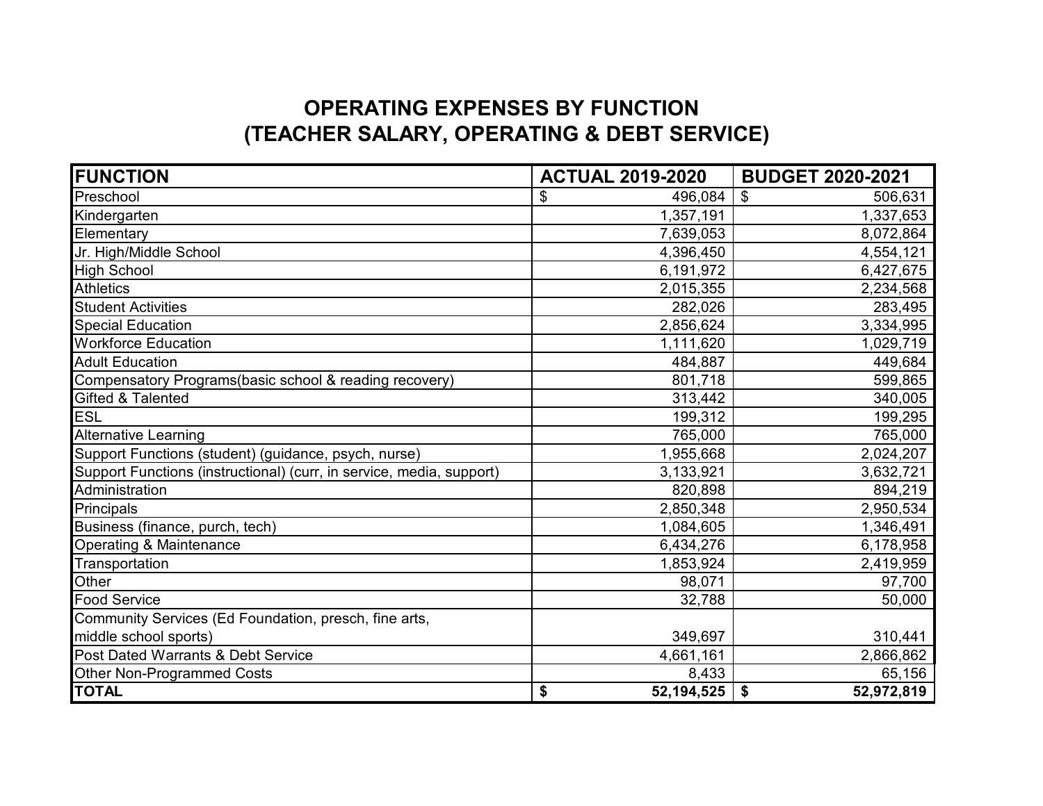# OPERATING EXPENSES BY FUNCTION
# (TEACHER SALARY, OPERATING & DEBT SERVICE)

| FUNCTION | ACTUAL 2019-2020 | BUDGET 2020-2021 |
|---|---|---|
| Preschool | $ 496,084 | $ 506,631 |
| Kindergarten | 1,357,191 | 1,337,653 |
| Elementary | 7,639,053 | 8,072,864 |
| Jr. High/Middle School | 4,396,450 | 4,554,121 |
| High School | 6,191,972 | 6,427,675 |
| Athletics | 2,015,355 | 2,234,568 |
| Student Activities | 282,026 | 283,495 |
| Special Education | 2,856,624 | 3,334,995 |
| Workforce Education | 1,111,620 | 1,029,719 |
| Adult Education | 484,887 | 449,684 |
| Compensatory Programs(basic school & reading recovery) | 801,718 | 599,865 |
| Gifted & Talented | 313,442 | 340,005 |
| ESL | 199,312 | 199,295 |
| Alternative Learning | 765,000 | 765,000 |
| Support Functions (student) (guidance, psych, nurse) | 1,955,668 | 2,024,207 |
| Support Functions (instructional) (curr, in service, media, support) | 3,133,921 | 3,632,721 |
| Administration | 820,898 | 894,219 |
| Principals | 2,850,348 | 2,950,534 |
| Business (finance, purch, tech) | 1,084,605 | 1,346,491 |
| Operating & Maintenance | 6,434,276 | 6,178,958 |
| Transportation | 1,853,924 | 2,419,959 |
| Other | 98,071 | 97,700 |
| Food Service | 32,788 | 50,000 |
| Community Services (Ed Foundation, presch, fine arts, middle school sports) | 349,697 | 310,441 |
| Post Dated Warrants & Debt Service | 4,661,161 | 2,866,862 |
| Other Non-Programmed Costs | 8,433 | 65,156 |
| **TOTAL** | **$ 52,194,525** | **$ 52,972,819** |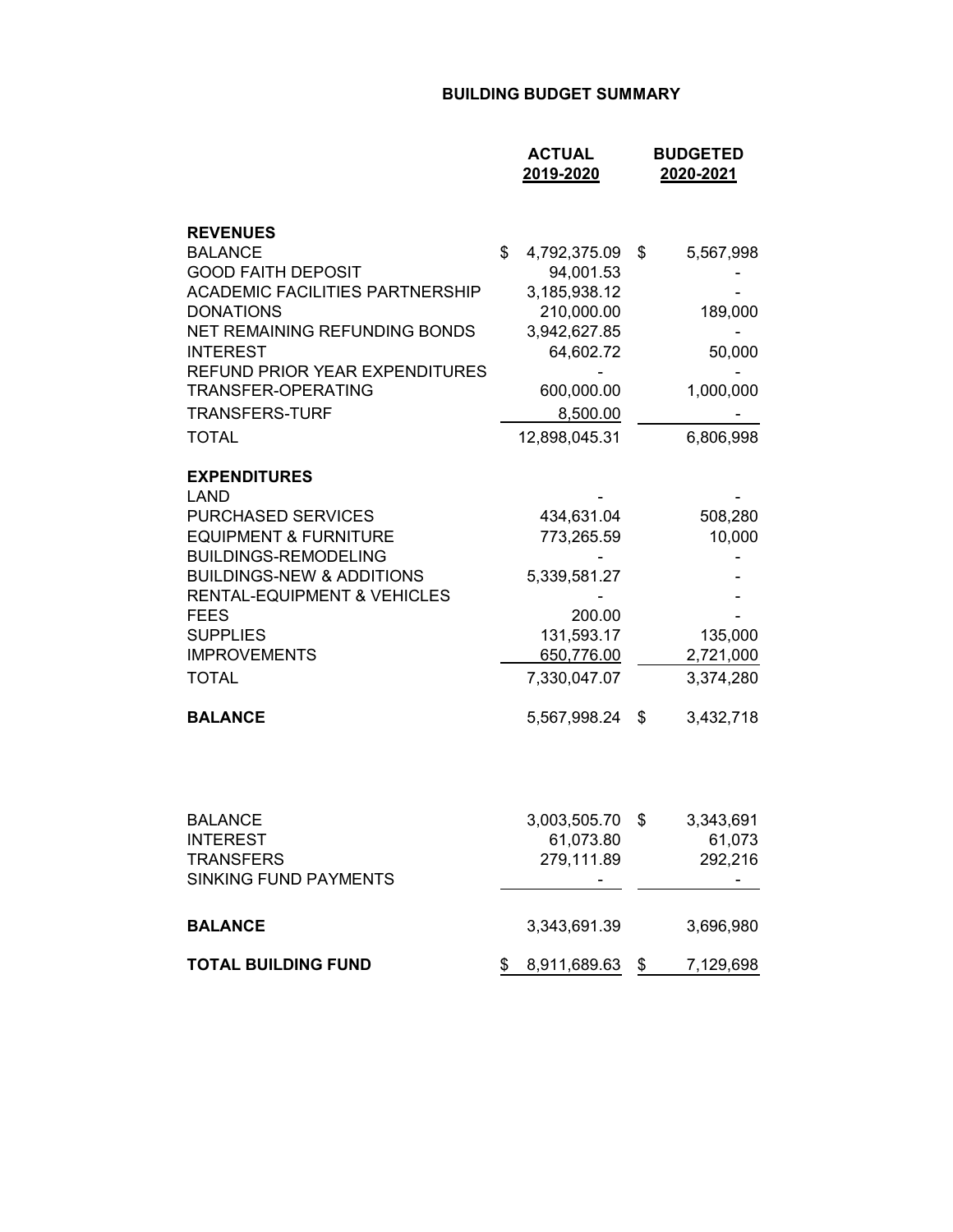# BUILDING BUDGET SUMMARY

| | ACTUAL 2019-2020 | BUDGETED 2020-2021 |
|---|---|---|
| **REVENUES** | | |
| BALANCE | $ 4,792,375.09 | $ 5,567,998 |
| GOOD FAITH DEPOSIT | 94,001.53 | - |
| ACADEMIC FACILITIES PARTNERSHIP | 3,185,938.12 | - |
| DONATIONS | 210,000.00 | 189,000 |
| NET REMAINING REFUNDING BONDS | 3,942,627.85 | - |
| INTEREST | 64,602.72 | 50,000 |
| REFUND PRIOR YEAR EXPENDITURES | - | - |
| TRANSFER-OPERATING | 600,000.00 | 1,000,000 |
| TRANSFERS-TURF | 8,500.00 | - |
| TOTAL | 12,898,045.31 | 6,806,998 |
| **EXPENDITURES** | | |
| LAND | - | - |
| PURCHASED SERVICES | 434,631.04 | 508,280 |
| EQUIPMENT & FURNITURE | 773,265.59 | 10,000 |
| BUILDINGS-REMODELING | - | - |
| BUILDINGS-NEW & ADDITIONS | 5,339,581.27 | - |
| RENTAL-EQUIPMENT & VEHICLES | - | - |
| FEES | 200.00 | - |
| SUPPLIES | 131,593.17 | 135,000 |
| IMPROVEMENTS | 650,776.00 | 2,721,000 |
| TOTAL | 7,330,047.07 | 3,374,280 |
| **BALANCE** | 5,567,998.24 | $ 3,432,718 |

| | ACTUAL 2019-2020 | BUDGETED 2020-2021 |
|---|---|---|
| BALANCE | 3,003,505.70 | $ 3,343,691 |
| INTEREST | 61,073.80 | 61,073 |
| TRANSFERS | 279,111.89 | 292,216 |
| SINKING FUND PAYMENTS | - | - |
| **BALANCE** | 3,343,691.39 | 3,696,980 |
| **TOTAL BUILDING FUND** | $ 8,911,689.63 | $ 7,129,698 |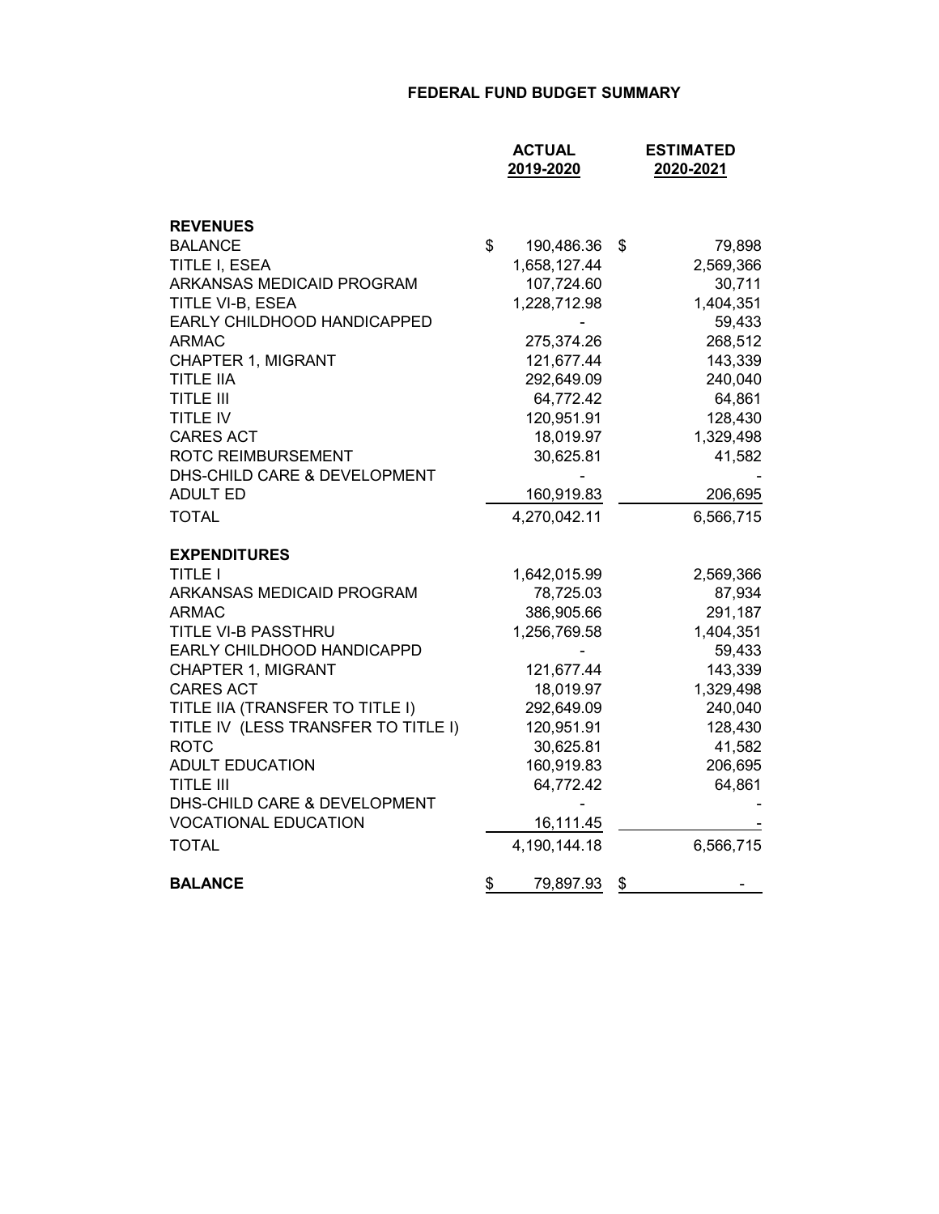# FEDERAL FUND BUDGET SUMMARY

| | ACTUAL 2019-2020 | ESTIMATED 2020-2021 |
|---|---|---|
| **REVENUES** | | |
| BALANCE | $ 190,486.36 | $ 79,898 |
| TITLE I, ESEA | 1,658,127.44 | 2,569,366 |
| ARKANSAS MEDICAID PROGRAM | 107,724.60 | 30,711 |
| TITLE VI-B, ESEA | 1,228,712.98 | 1,404,351 |
| EARLY CHILDHOOD HANDICAPPED | - | 59,433 |
| ARMAC | 275,374.26 | 268,512 |
| CHAPTER 1, MIGRANT | 121,677.44 | 143,339 |
| TITLE IIA | 292,649.09 | 240,040 |
| TITLE III | 64,772.42 | 64,861 |
| TITLE IV | 120,951.91 | 128,430 |
| CARES ACT | 18,019.97 | 1,329,498 |
| ROTC REIMBURSEMENT | 30,625.81 | 41,582 |
| DHS-CHILD CARE & DEVELOPMENT | - | - |
| ADULT ED | 160,919.83 | 206,695 |
| TOTAL | 4,270,042.11 | 6,566,715 |
| **EXPENDITURES** | | |
| TITLE I | 1,642,015.99 | 2,569,366 |
| ARKANSAS MEDICAID PROGRAM | 78,725.03 | 87,934 |
| ARMAC | 386,905.66 | 291,187 |
| TITLE VI-B PASSTHRU | 1,256,769.58 | 1,404,351 |
| EARLY CHILDHOOD HANDICAPPD | - | 59,433 |
| CHAPTER 1, MIGRANT | 121,677.44 | 143,339 |
| CARES ACT | 18,019.97 | 1,329,498 |
| TITLE IIA (TRANSFER TO TITLE I) | 292,649.09 | 240,040 |
| TITLE IV (LESS TRANSFER TO TITLE I) | 120,951.91 | 128,430 |
| ROTC | 30,625.81 | 41,582 |
| ADULT EDUCATION | 160,919.83 | 206,695 |
| TITLE III | 64,772.42 | 64,861 |
| DHS-CHILD CARE & DEVELOPMENT | - | - |
| VOCATIONAL EDUCATION | 16,111.45 | - |
| TOTAL | 4,190,144.18 | 6,566,715 |
| **BALANCE** | $ 79,897.93 | $ - |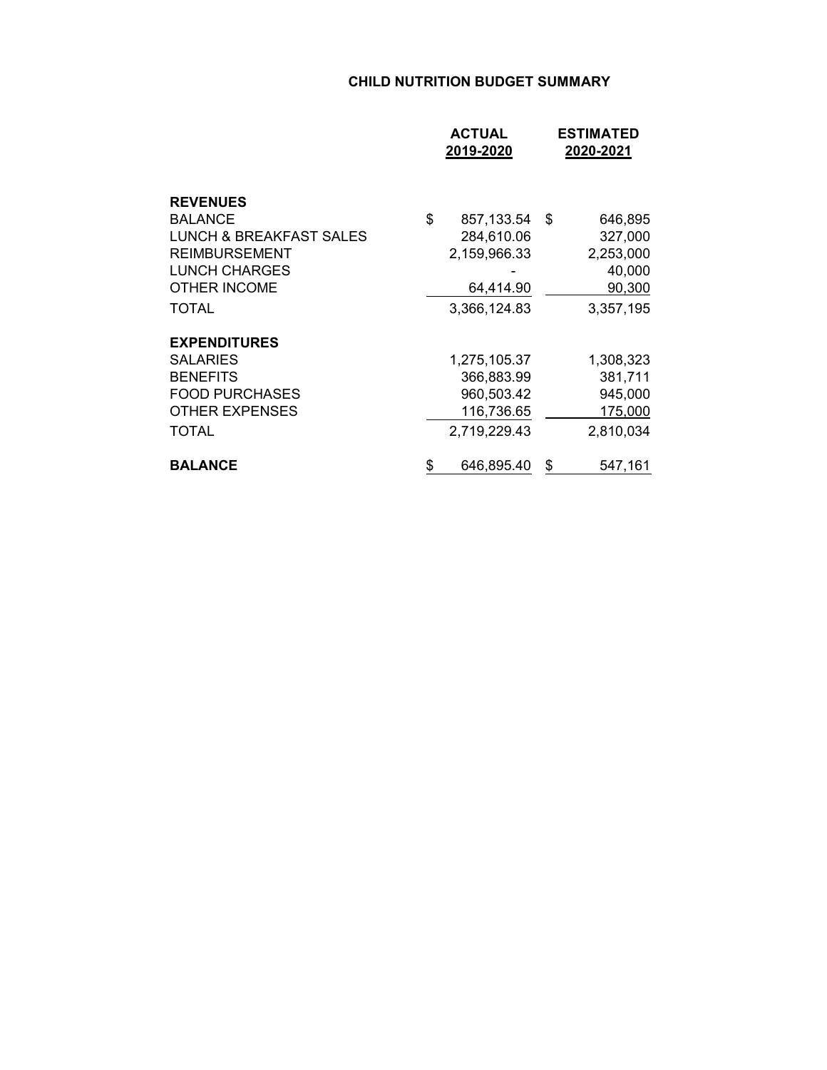# CHILD NUTRITION BUDGET SUMMARY

| | ACTUAL 2019-2020 | ESTIMATED 2020-2021 |
|---|---|---|
| **REVENUES** | | |
| BALANCE | $ 857,133.54 | $ 646,895 |
| LUNCH & BREAKFAST SALES | 284,610.06 | 327,000 |
| REIMBURSEMENT | 2,159,966.33 | 2,253,000 |
| LUNCH CHARGES | - | 40,000 |
| OTHER INCOME | 64,414.90 | 90,300 |
| TOTAL | 3,366,124.83 | 3,357,195 |
| **EXPENDITURES** | | |
| SALARIES | 1,275,105.37 | 1,308,323 |
| BENEFITS | 366,883.99 | 381,711 |
| FOOD PURCHASES | 960,503.42 | 945,000 |
| OTHER EXPENSES | 116,736.65 | 175,000 |
| TOTAL | 2,719,229.43 | 2,810,034 |
| **BALANCE** | $ 646,895.40 | $ 547,161 |